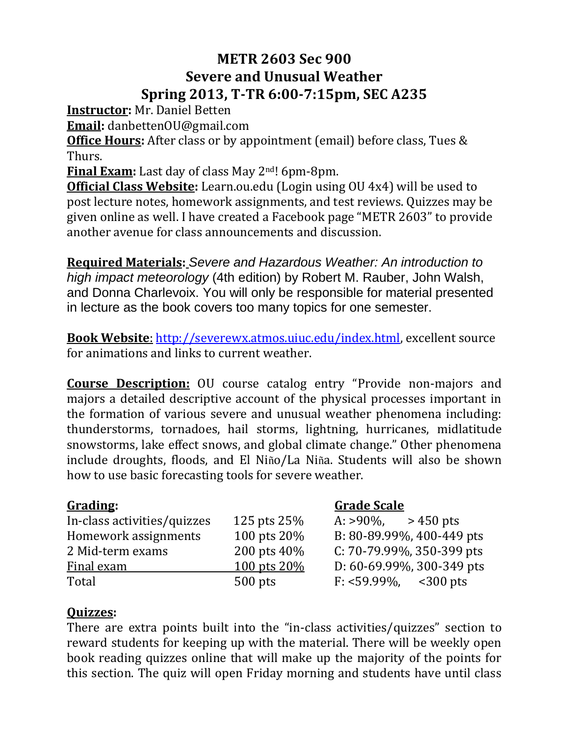# METR 2603 Sec 900
# Severe and Unusual Weather
# Spring 2013, T-TR 6:00-7:15pm, SEC A235

**Instructor:** Mr. Daniel Betten
**Email:** danbettenOU@gmail.com
**Office Hours:** After class or by appointment (email) before class, Tues & Thurs.
**Final Exam:** Last day of class May 2nd! 6pm-8pm.
**Official Class Website:** Learn.ou.edu (Login using OU 4x4) will be used to post lecture notes, homework assignments, and test reviews. Quizzes may be given online as well. I have created a Facebook page "METR 2603" to provide another avenue for class announcements and discussion.

**Required Materials:** *Severe and Hazardous Weather: An introduction to high impact meteorology* (4th edition) by Robert M. Rauber, John Walsh, and Donna Charlevoix. You will only be responsible for material presented in lecture as the book covers too many topics for one semester.

**Book Website**: http://severewx.atmos.uiuc.edu/index.html, excellent source for animations and links to current weather.

**Course Description:** OU course catalog entry "Provide non-majors and majors a detailed descriptive account of the physical processes important in the formation of various severe and unusual weather phenomena including: thunderstorms, tornadoes, hail storms, lightning, hurricanes, midlatitude snowstorms, lake effect snows, and global climate change." Other phenomena include droughts, floods, and El Niño/La Niña. Students will also be shown how to use basic forecasting tools for severe weather.

**Grading:**

| | | |
|---|---|---|
| In-class activities/quizzes | 125 pts | 25% |
| Homework assignments | 100 pts | 20% |
| 2 Mid-term exams | 200 pts | 40% |
| Final exam | 100 pts | 20% |
| Total | 500 pts | |

**Grade Scale**

| | |
|---|---|
| A: >90%, | > 450 pts |
| B: 80-89.99%, | 400-449 pts |
| C: 70-79.99%, | 350-399 pts |
| D: 60-69.99%, | 300-349 pts |
| F: <59.99%, | <300 pts |

**Quizzes:**

There are extra points built into the "in-class activities/quizzes" section to reward students for keeping up with the material. There will be weekly open book reading quizzes online that will make up the majority of the points for this section. The quiz will open Friday morning and students have until class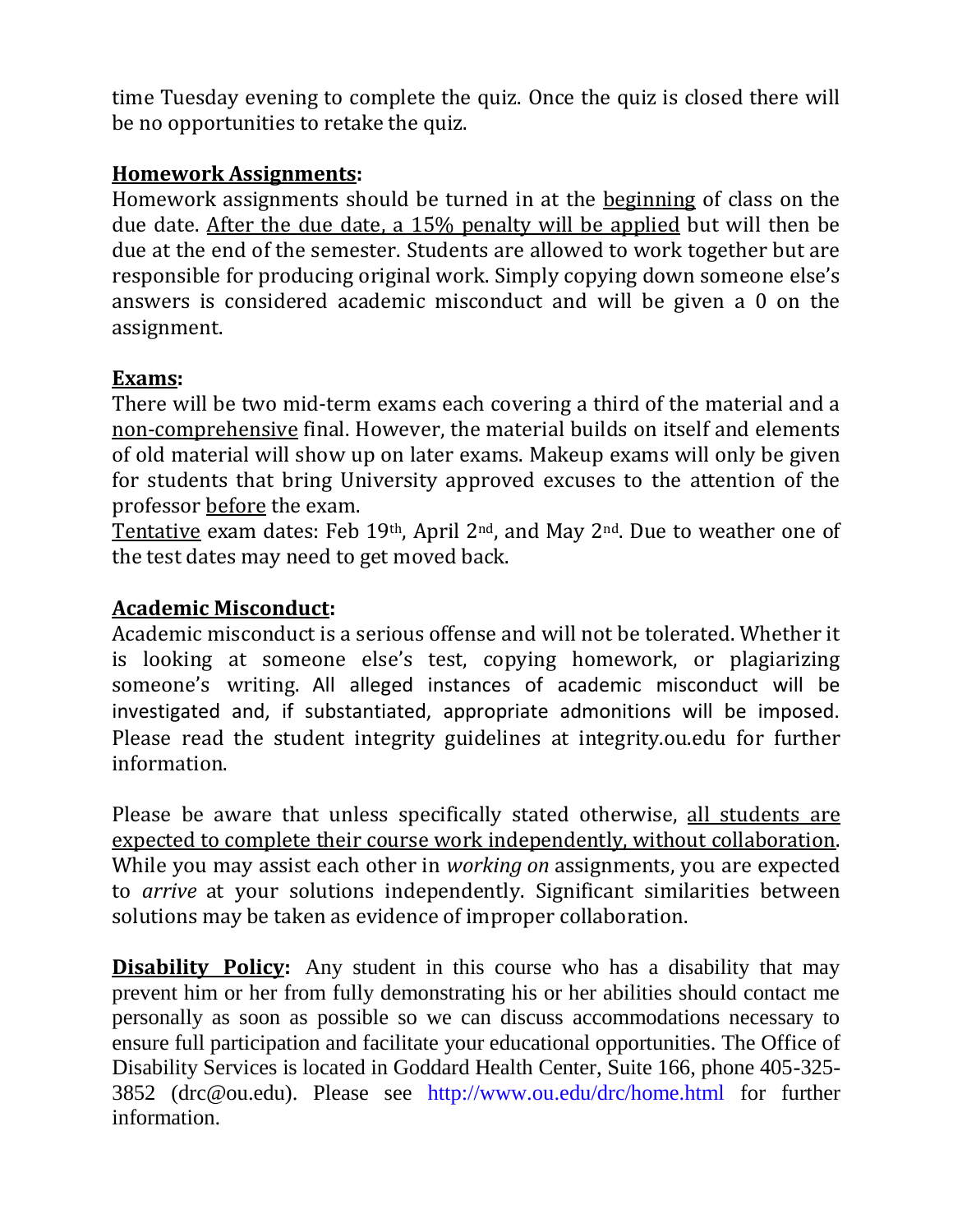time Tuesday evening to complete the quiz. Once the quiz is closed there will be no opportunities to retake the quiz.

**Homework Assignments:**

Homework assignments should be turned in at the beginning of class on the due date. After the due date, a 15% penalty will be applied but will then be due at the end of the semester. Students are allowed to work together but are responsible for producing original work. Simply copying down someone else's answers is considered academic misconduct and will be given a 0 on the assignment.

**Exams:**

There will be two mid-term exams each covering a third of the material and a non-comprehensive final. However, the material builds on itself and elements of old material will show up on later exams. Makeup exams will only be given for students that bring University approved excuses to the attention of the professor before the exam.

Tentative exam dates: Feb 19th, April 2nd, and May 2nd. Due to weather one of the test dates may need to get moved back.

**Academic Misconduct:**

Academic misconduct is a serious offense and will not be tolerated. Whether it is looking at someone else's test, copying homework, or plagiarizing someone's writing. All alleged instances of academic misconduct will be investigated and, if substantiated, appropriate admonitions will be imposed. Please read the student integrity guidelines at integrity.ou.edu for further information.

Please be aware that unless specifically stated otherwise, all students are expected to complete their course work independently, without collaboration. While you may assist each other in *working on* assignments, you are expected to *arrive* at your solutions independently. Significant similarities between solutions may be taken as evidence of improper collaboration.

**Disability Policy:** Any student in this course who has a disability that may prevent him or her from fully demonstrating his or her abilities should contact me personally as soon as possible so we can discuss accommodations necessary to ensure full participation and facilitate your educational opportunities. The Office of Disability Services is located in Goddard Health Center, Suite 166, phone 405-325-3852 (drc@ou.edu). Please see http://www.ou.edu/drc/home.html for further information.